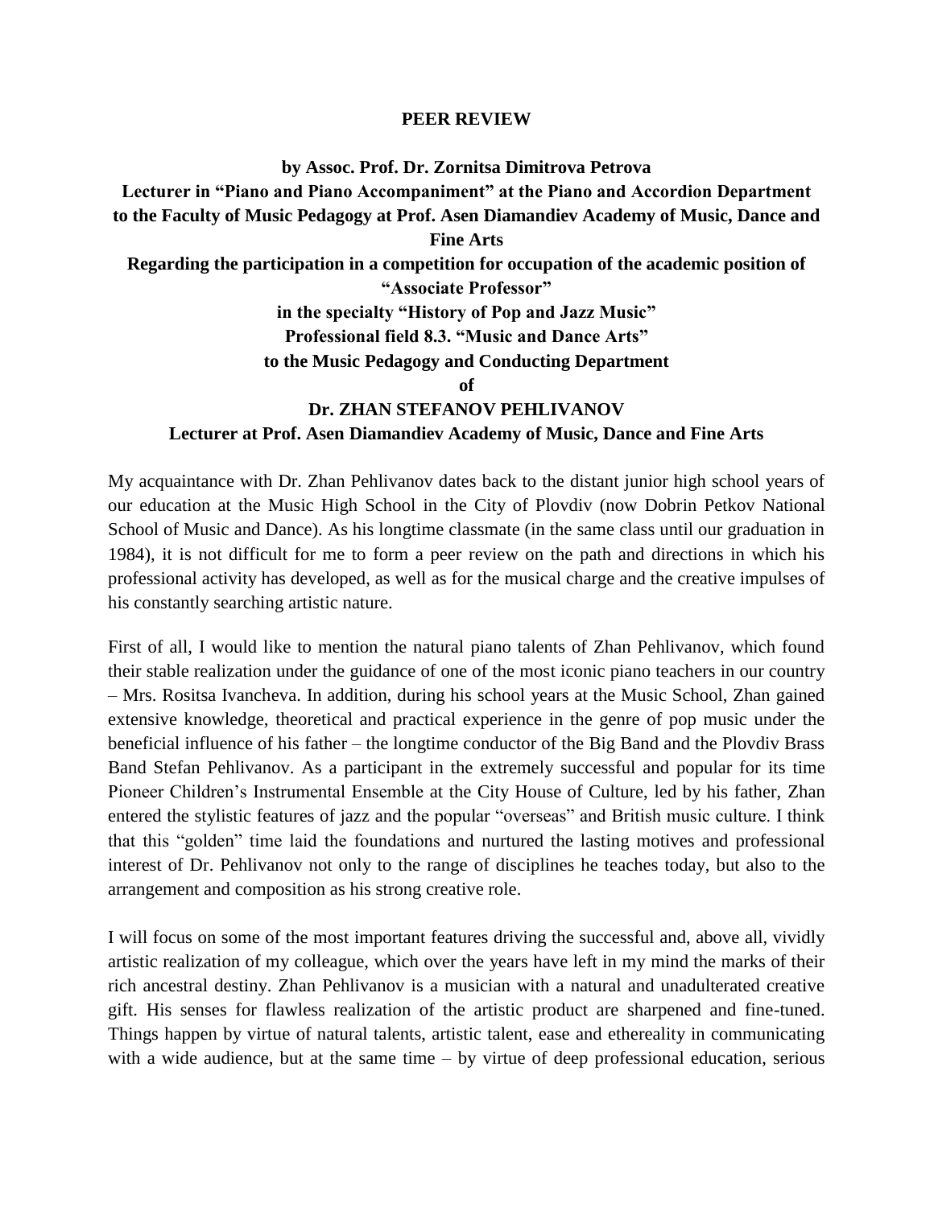# PEER REVIEW

**by Assoc. Prof. Dr. Zornitsa Dimitrova Petrova**
**Lecturer in "Piano and Piano Accompaniment" at the Piano and Accordion Department to the Faculty of Music Pedagogy at Prof. Asen Diamandiev Academy of Music, Dance and Fine Arts**
**Regarding the participation in a competition for occupation of the academic position of "Associate Professor"**
**in the specialty "History of Pop and Jazz Music"**
**Professional field 8.3. "Music and Dance Arts"**
**to the Music Pedagogy and Conducting Department**
**of**
**Dr. ZHAN STEFANOV PEHLIVANOV**
**Lecturer at Prof. Asen Diamandiev Academy of Music, Dance and Fine Arts**

My acquaintance with Dr. Zhan Pehlivanov dates back to the distant junior high school years of our education at the Music High School in the City of Plovdiv (now Dobrin Petkov National School of Music and Dance). As his longtime classmate (in the same class until our graduation in 1984), it is not difficult for me to form a peer review on the path and directions in which his professional activity has developed, as well as for the musical charge and the creative impulses of his constantly searching artistic nature.

First of all, I would like to mention the natural piano talents of Zhan Pehlivanov, which found their stable realization under the guidance of one of the most iconic piano teachers in our country – Mrs. Rositsa Ivancheva. In addition, during his school years at the Music School, Zhan gained extensive knowledge, theoretical and practical experience in the genre of pop music under the beneficial influence of his father – the longtime conductor of the Big Band and the Plovdiv Brass Band Stefan Pehlivanov. As a participant in the extremely successful and popular for its time Pioneer Children's Instrumental Ensemble at the City House of Culture, led by his father, Zhan entered the stylistic features of jazz and the popular "overseas" and British music culture. I think that this "golden" time laid the foundations and nurtured the lasting motives and professional interest of Dr. Pehlivanov not only to the range of disciplines he teaches today, but also to the arrangement and composition as his strong creative role.

I will focus on some of the most important features driving the successful and, above all, vividly artistic realization of my colleague, which over the years have left in my mind the marks of their rich ancestral destiny. Zhan Pehlivanov is a musician with a natural and unadulterated creative gift. His senses for flawless realization of the artistic product are sharpened and fine-tuned. Things happen by virtue of natural talents, artistic talent, ease and ethereality in communicating with a wide audience, but at the same time – by virtue of deep professional education, serious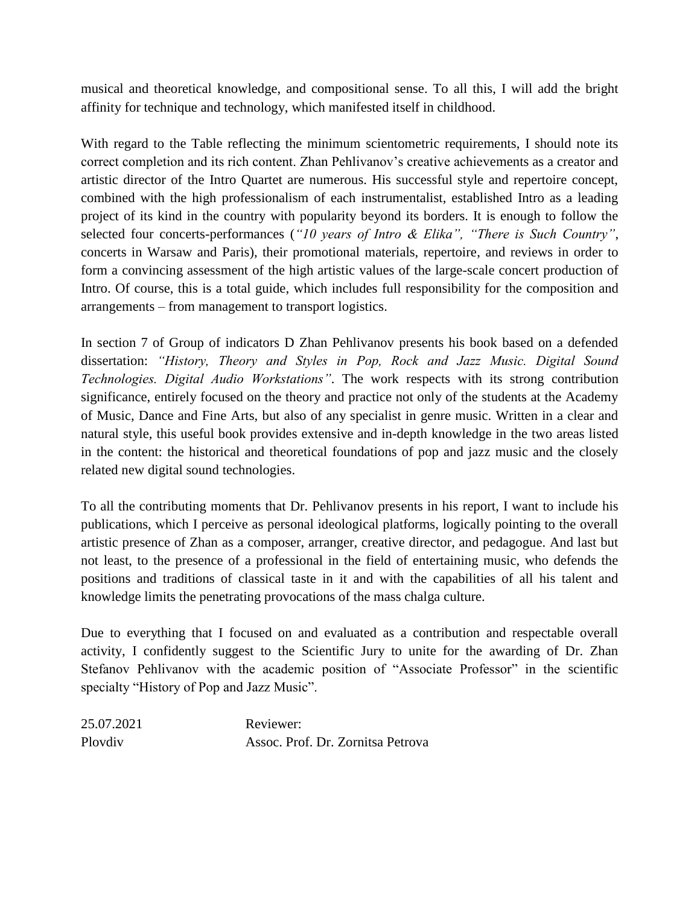musical and theoretical knowledge, and compositional sense. To all this, I will add the bright affinity for technique and technology, which manifested itself in childhood.

With regard to the Table reflecting the minimum scientometric requirements, I should note its correct completion and its rich content. Zhan Pehlivanov's creative achievements as a creator and artistic director of the Intro Quartet are numerous. His successful style and repertoire concept, combined with the high professionalism of each instrumentalist, established Intro as a leading project of its kind in the country with popularity beyond its borders. It is enough to follow the selected four concerts-performances (*"10 years of Intro & Elika", "There is Such Country"*, concerts in Warsaw and Paris), their promotional materials, repertoire, and reviews in order to form a convincing assessment of the high artistic values of the large-scale concert production of Intro. Of course, this is a total guide, which includes full responsibility for the composition and arrangements – from management to transport logistics.

In section 7 of Group of indicators D Zhan Pehlivanov presents his book based on a defended dissertation: *"History, Theory and Styles in Pop, Rock and Jazz Music. Digital Sound Technologies. Digital Audio Workstations"*. The work respects with its strong contribution significance, entirely focused on the theory and practice not only of the students at the Academy of Music, Dance and Fine Arts, but also of any specialist in genre music. Written in a clear and natural style, this useful book provides extensive and in-depth knowledge in the two areas listed in the content: the historical and theoretical foundations of pop and jazz music and the closely related new digital sound technologies.

To all the contributing moments that Dr. Pehlivanov presents in his report, I want to include his publications, which I perceive as personal ideological platforms, logically pointing to the overall artistic presence of Zhan as a composer, arranger, creative director, and pedagogue. And last but not least, to the presence of a professional in the field of entertaining music, who defends the positions and traditions of classical taste in it and with the capabilities of all his talent and knowledge limits the penetrating provocations of the mass chalga culture.

Due to everything that I focused on and evaluated as a contribution and respectable overall activity, I confidently suggest to the Scientific Jury to unite for the awarding of Dr. Zhan Stefanov Pehlivanov with the academic position of "Associate Professor" in the scientific specialty "History of Pop and Jazz Music".

25.07.2021 Reviewer:
Plovdiv Assoc. Prof. Dr. Zornitsa Petrova